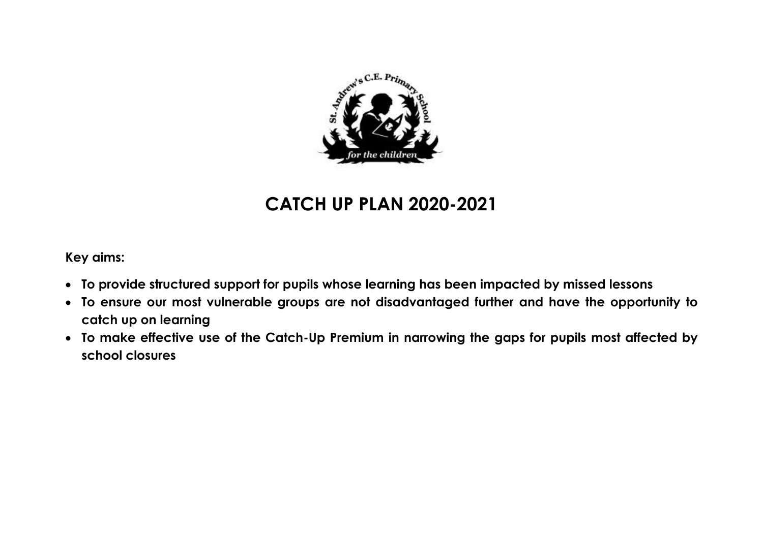# CATCH UP PLAN 2020-2021

**Key aims:**

- **To provide structured support for pupils whose learning has been impacted by missed lessons**
- **To ensure our most vulnerable groups are not disadvantaged further and have the opportunity to catch up on learning**
- **To make effective use of the Catch-Up Premium in narrowing the gaps for pupils most affected by school closures**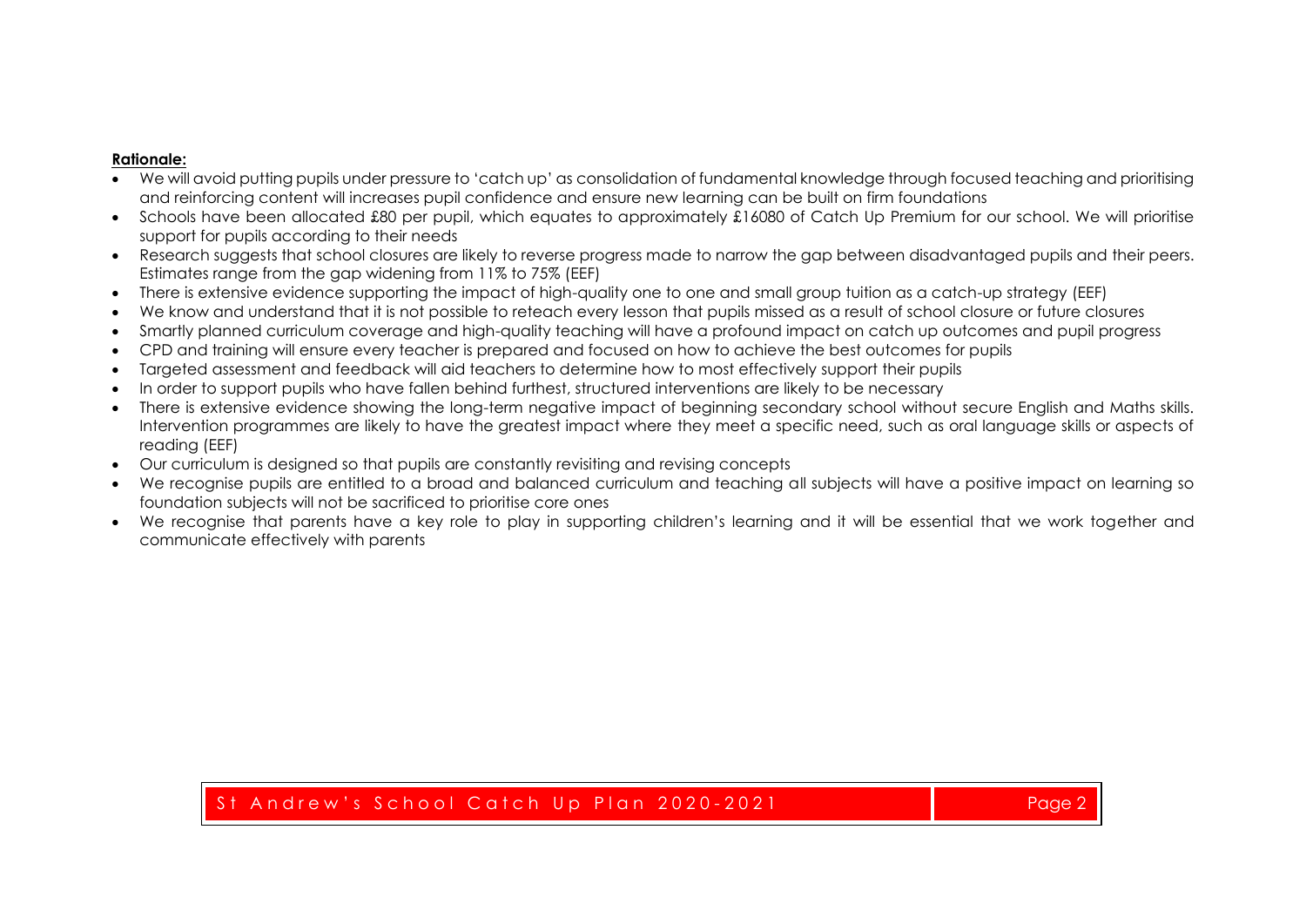**Rationale:**

- We will avoid putting pupils under pressure to 'catch up' as consolidation of fundamental knowledge through focused teaching and prioritising and reinforcing content will increases pupil confidence and ensure new learning can be built on firm foundations
- Schools have been allocated £80 per pupil, which equates to approximately £16080 of Catch Up Premium for our school. We will prioritise support for pupils according to their needs
- Research suggests that school closures are likely to reverse progress made to narrow the gap between disadvantaged pupils and their peers. Estimates range from the gap widening from 11% to 75% (EEF)
- There is extensive evidence supporting the impact of high-quality one to one and small group tuition as a catch-up strategy (EEF)
- We know and understand that it is not possible to reteach every lesson that pupils missed as a result of school closure or future closures
- Smartly planned curriculum coverage and high-quality teaching will have a profound impact on catch up outcomes and pupil progress
- CPD and training will ensure every teacher is prepared and focused on how to achieve the best outcomes for pupils
- Targeted assessment and feedback will aid teachers to determine how to most effectively support their pupils
- In order to support pupils who have fallen behind furthest, structured interventions are likely to be necessary
- There is extensive evidence showing the long-term negative impact of beginning secondary school without secure English and Maths skills. Intervention programmes are likely to have the greatest impact where they meet a specific need, such as oral language skills or aspects of reading (EEF)
- Our curriculum is designed so that pupils are constantly revisiting and revising concepts
- We recognise pupils are entitled to a broad and balanced curriculum and teaching all subjects will have a positive impact on learning so foundation subjects will not be sacrificed to prioritise core ones
- We recognise that parents have a key role to play in supporting children's learning and it will be essential that we work together and communicate effectively with parents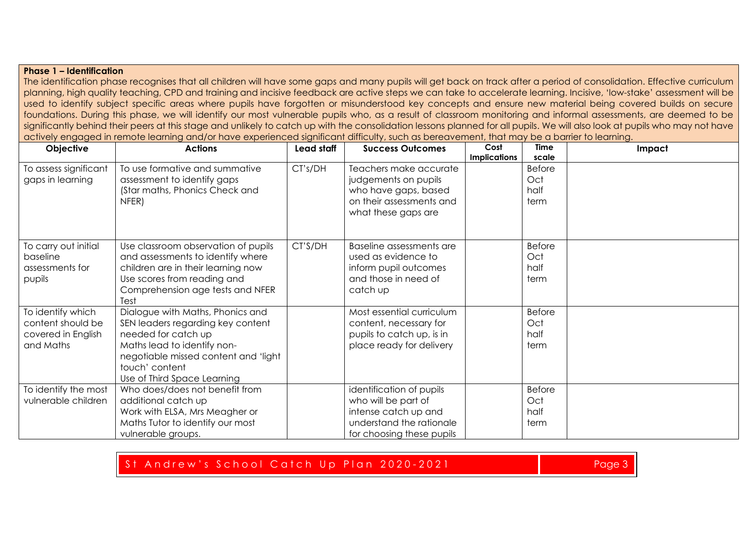**Phase 1 – Identification**

The identification phase recognises that all children will have some gaps and many pupils will get back on track after a period of consolidation. Effective curriculum planning, high quality teaching, CPD and training and incisive feedback are active steps we can take to accelerate learning. Incisive, 'low-stake' assessment will be used to identify subject specific areas where pupils have forgotten or misunderstood key concepts and ensure new material being covered builds on secure foundations. During this phase, we will identify our most vulnerable pupils who, as a result of classroom monitoring and informal assessments, are deemed to be significantly behind their peers at this stage and unlikely to catch up with the consolidation lessons planned for all pupils. We will also look at pupils who may not have actively engaged in remote learning and/or have experienced significant difficulty, such as bereavement, that may be a barrier to learning.

| Objective | Actions | Lead staff | Success Outcomes | Cost Implications | Time scale | Impact |
|---|---|---|---|---|---|---|
| To assess significant gaps in learning | To use formative and summative assessment to identify gaps (Star maths, Phonics Check and NFER) | CT's/DH | Teachers make accurate judgements on pupils who have gaps, based on their assessments and what these gaps are | | Before Oct half term | |
| To carry out initial baseline assessments for pupils | Use classroom observation of pupils and assessments to identify where children are in their learning now<br>Use scores from reading and Comprehension age tests and NFER Test | CT'S/DH | Baseline assessments are used as evidence to inform pupil outcomes and those in need of catch up | | Before Oct half term | |
| To identify which content should be covered in English and Maths | Dialogue with Maths, Phonics and SEN leaders regarding key content needed for catch up<br>Maths lead to identify non-negotiable missed content and 'light touch' content<br>Use of Third Space Learning | | Most essential curriculum content, necessary for pupils to catch up, is in place ready for delivery | | Before Oct half term | |
| To identify the most vulnerable children | Who does/does not benefit from additional catch up<br>Work with ELSA, Mrs Meagher or Maths Tutor to identify our most vulnerable groups. | | identification of pupils who will be part of intense catch up and understand the rationale for choosing these pupils | | Before Oct half term | |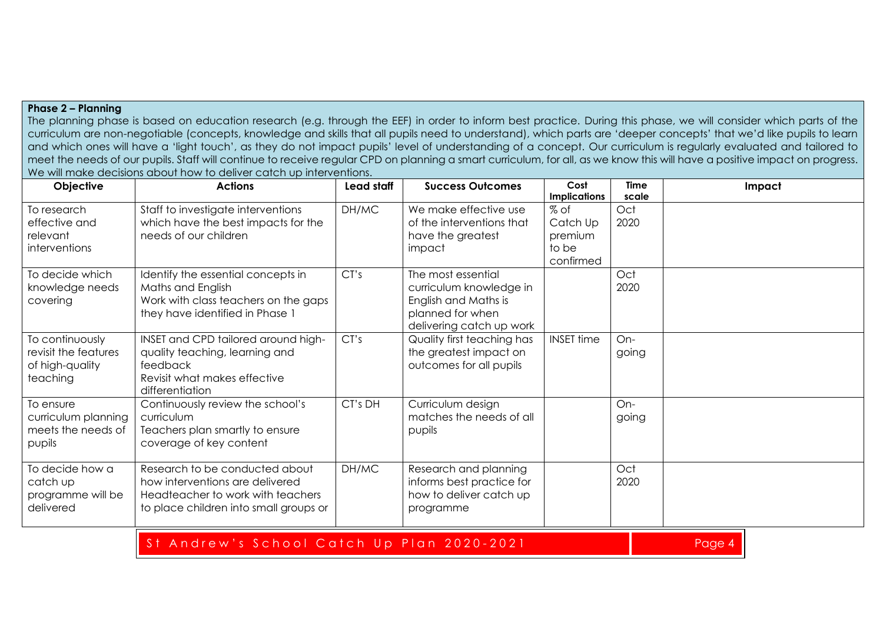**Phase 2 – Planning**

The planning phase is based on education research (e.g. through the EEF) in order to inform best practice. During this phase, we will consider which parts of the curriculum are non-negotiable (concepts, knowledge and skills that all pupils need to understand), which parts are 'deeper concepts' that we'd like pupils to learn and which ones will have a 'light touch', as they do not impact pupils' level of understanding of a concept. Our curriculum is regularly evaluated and tailored to meet the needs of our pupils. Staff will continue to receive regular CPD on planning a smart curriculum, for all, as we know this will have a positive impact on progress. We will make decisions about how to deliver catch up interventions.

| Objective | Actions | Lead staff | Success Outcomes | Cost Implications | Time scale | Impact |
|---|---|---|---|---|---|---|
| To research effective and relevant interventions | Staff to investigate interventions which have the best impacts for the needs of our children | DH/MC | We make effective use of the interventions that have the greatest impact | % of Catch Up premium to be confirmed | Oct 2020 | |
| To decide which knowledge needs covering | Identify the essential concepts in Maths and English<br>Work with class teachers on the gaps they have identified in Phase 1 | CT's | The most essential curriculum knowledge in English and Maths is planned for when delivering catch up work | | Oct 2020 | |
| To continuously revisit the features of high-quality teaching | INSET and CPD tailored around high-quality teaching, learning and feedback<br>Revisit what makes effective differentiation | CT's | Quality first teaching has the greatest impact on outcomes for all pupils | INSET time | On-going | |
| To ensure curriculum planning meets the needs of pupils | Continuously review the school's curriculum<br>Teachers plan smartly to ensure coverage of key content | CT's DH | Curriculum design matches the needs of all pupils | | On-going | |
| To decide how a catch up programme will be delivered | Research to be conducted about how interventions are delivered<br>Headteacher to work with teachers to place children into small groups or | DH/MC | Research and planning informs best practice for how to deliver catch up programme | | Oct 2020 | |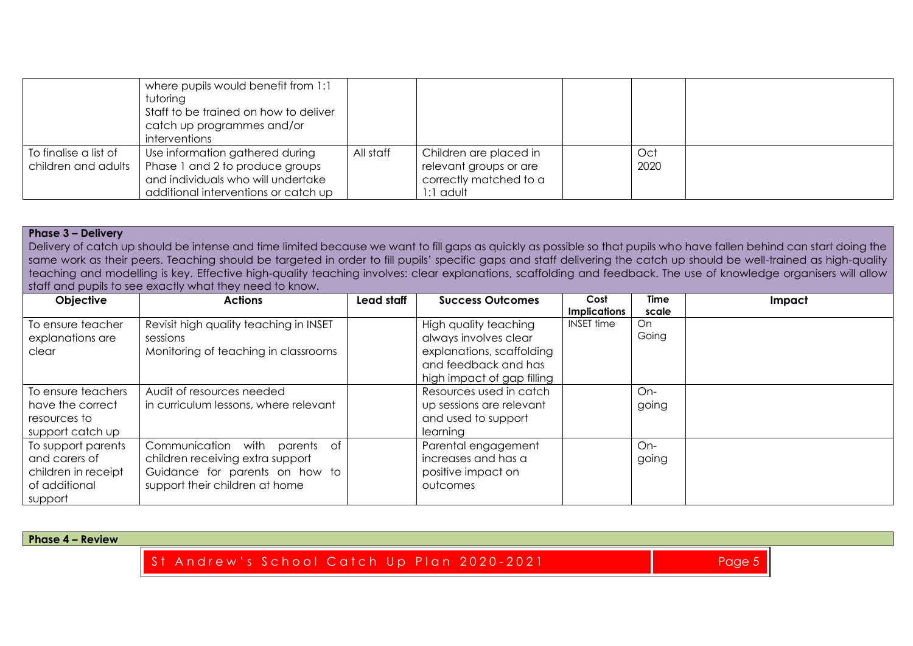| | | | | | | |
|---|---|---|---|---|---|---|
| | where pupils would benefit from 1:1 tutoring<br>Staff to be trained on how to deliver catch up programmes and/or interventions | | | | | |
| To finalise a list of children and adults | Use information gathered during Phase 1 and 2 to produce groups and individuals who will undertake additional interventions or catch up | All staff | Children are placed in relevant groups or are correctly matched to a 1:1 adult | | Oct 2020 | |

**Phase 3 – Delivery**

Delivery of catch up should be intense and time limited because we want to fill gaps as quickly as possible so that pupils who have fallen behind can start doing the same work as their peers. Teaching should be targeted in order to fill pupils' specific gaps and staff delivering the catch up should be well-trained as high-quality teaching and modelling is key. Effective high-quality teaching involves: clear explanations, scaffolding and feedback. The use of knowledge organisers will allow staff and pupils to see exactly what they need to know.

| Objective | Actions | Lead staff | Success Outcomes | Cost Implications | Time scale | Impact |
|---|---|---|---|---|---|---|
| To ensure teacher explanations are clear | Revisit high quality teaching in INSET sessions<br>Monitoring of teaching in classrooms | | High quality teaching always involves clear explanations, scaffolding and feedback and has high impact of gap filling | INSET time | On Going | |
| To ensure teachers have the correct resources to support catch up | Audit of resources needed in curriculum lessons, where relevant | | Resources used in catch up sessions are relevant and used to support learning | | On-going | |
| To support parents and carers of children in receipt of additional support | Communication with parents of children receiving extra support<br>Guidance for parents on how to support their children at home | | Parental engagement increases and has a positive impact on outcomes | | On-going | |

**Phase 4 – Review**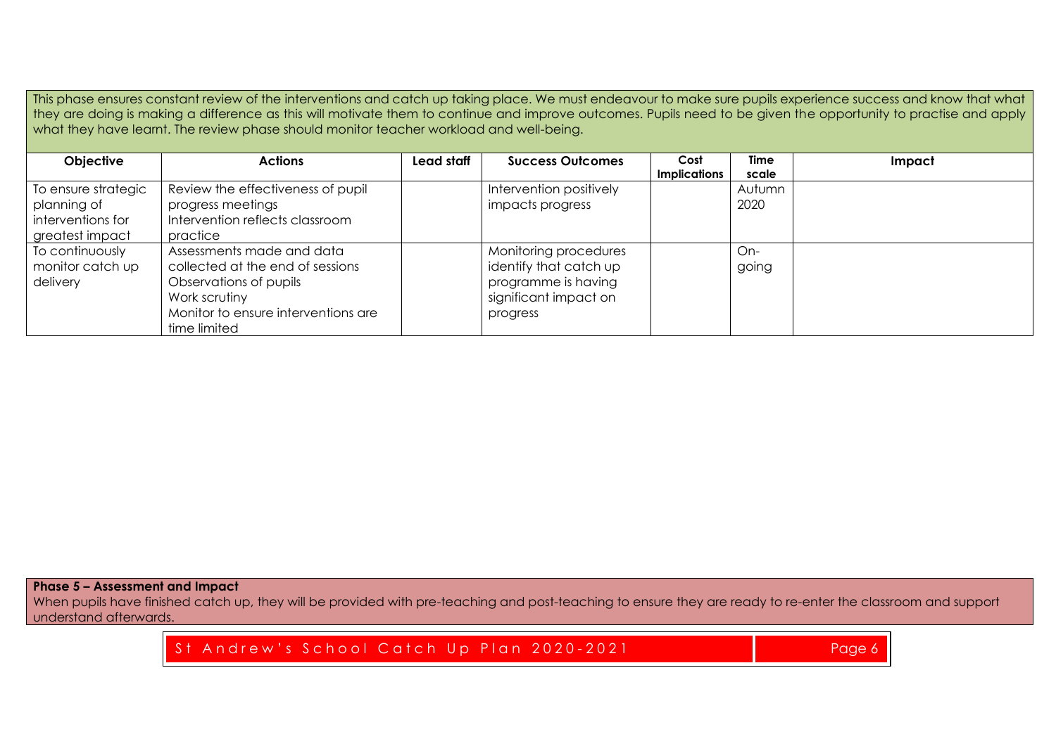This phase ensures constant review of the interventions and catch up taking place. We must endeavour to make sure pupils experience success and know that what they are doing is making a difference as this will motivate them to continue and improve outcomes. Pupils need to be given the opportunity to practise and apply what they have learnt. The review phase should monitor teacher workload and well-being.

| Objective | Actions | Lead staff | Success Outcomes | Cost Implications | Time scale | Impact |
|---|---|---|---|---|---|---|
| To ensure strategic planning of interventions for greatest impact | Review the effectiveness of pupil progress meetings<br>Intervention reflects classroom practice | | Intervention positively impacts progress | | Autumn 2020 | |
| To continuously monitor catch up delivery | Assessments made and data collected at the end of sessions<br>Observations of pupils<br>Work scrutiny<br>Monitor to ensure interventions are time limited | | Monitoring procedures identify that catch up programme is having significant impact on progress | | On-going | |

**Phase 5 – Assessment and Impact**

When pupils have finished catch up, they will be provided with pre-teaching and post-teaching to ensure they are ready to re-enter the classroom and support understand afterwards.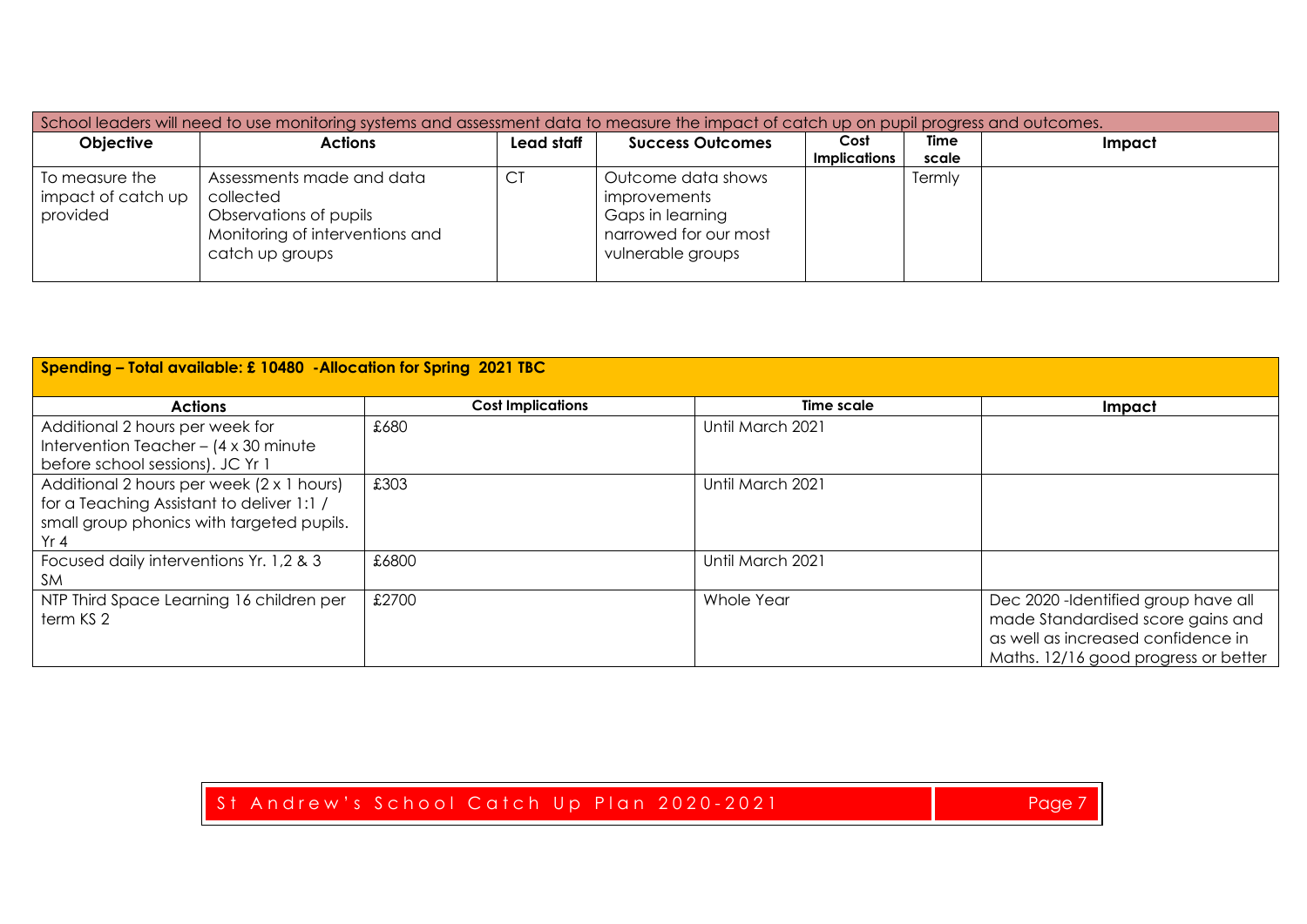| School leaders will need to use monitoring systems and assessment data to measure the impact of catch up on pupil progress and outcomes. | | | | | | |
| --- | --- | --- | --- | --- | --- | --- |
| **Objective** | **Actions** | **Lead staff** | **Success Outcomes** | **Cost Implications** | **Time scale** | **Impact** |
| To measure the impact of catch up provided | Assessments made and data collected<br>Observations of pupils<br>Monitoring of interventions and catch up groups | CT | Outcome data shows improvements<br>Gaps in learning narrowed for our most vulnerable groups | | Termly | |

| **Spending – Total available: £ 10480 -Allocation for Spring 2021 TBC** | | | |
| --- | --- | --- | --- |
| **Actions** | **Cost Implications** | **Time scale** | **Impact** |
| Additional 2 hours per week for Intervention Teacher – (4 x 30 minute before school sessions). JC Yr 1 | £680 | Until March 2021 | |
| Additional 2 hours per week (2 x 1 hours) for a Teaching Assistant to deliver 1:1 / small group phonics with targeted pupils. Yr 4 | £303 | Until March 2021 | |
| Focused daily interventions Yr. 1,2 & 3 SM | £6800 | Until March 2021 | |
| NTP Third Space Learning 16 children per term KS 2 | £2700 | Whole Year | Dec 2020 -Identified group have all made Standardised score gains and as well as increased confidence in Maths. 12/16 good progress or better |